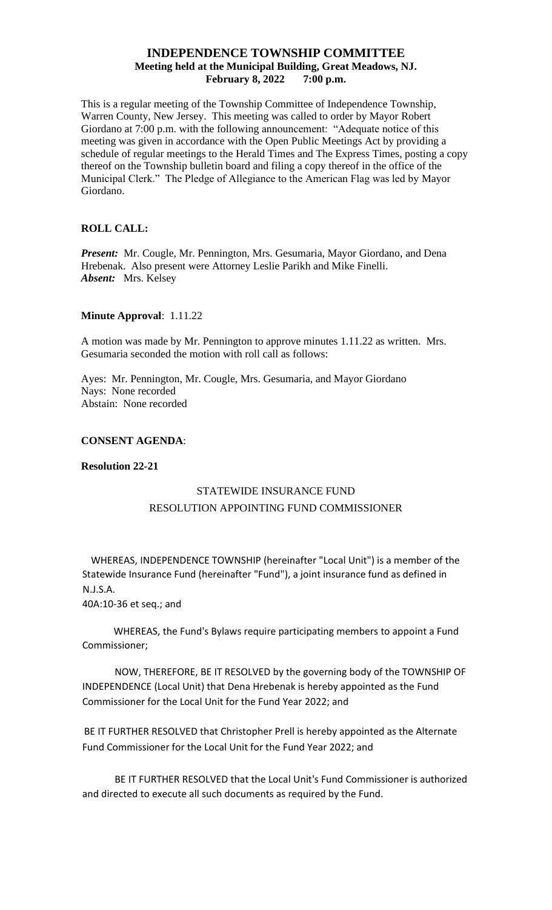# INDEPENDENCE TOWNSHIP COMMITTEE

**Meeting held at the Municipal Building, Great Meadows, NJ.**
**February 8, 2022 7:00 p.m.**

This is a regular meeting of the Township Committee of Independence Township, Warren County, New Jersey. This meeting was called to order by Mayor Robert Giordano at 7:00 p.m. with the following announcement: "Adequate notice of this meeting was given in accordance with the Open Public Meetings Act by providing a schedule of regular meetings to the Herald Times and The Express Times, posting a copy thereof on the Township bulletin board and filing a copy thereof in the office of the Municipal Clerk." The Pledge of Allegiance to the American Flag was led by Mayor Giordano.

**ROLL CALL:**

***Present:*** Mr. Cougle, Mr. Pennington, Mrs. Gesumaria, Mayor Giordano, and Dena Hrebenak. Also present were Attorney Leslie Parikh and Mike Finelli.
***Absent:*** Mrs. Kelsey

**Minute Approval**: 1.11.22

A motion was made by Mr. Pennington to approve minutes 1.11.22 as written. Mrs. Gesumaria seconded the motion with roll call as follows:

Ayes: Mr. Pennington, Mr. Cougle, Mrs. Gesumaria, and Mayor Giordano
Nays: None recorded
Abstain: None recorded

**CONSENT AGENDA**:

**Resolution 22-21**

STATEWIDE INSURANCE FUND
RESOLUTION APPOINTING FUND COMMISSIONER

WHEREAS, INDEPENDENCE TOWNSHIP (hereinafter "Local Unit") is a member of the Statewide Insurance Fund (hereinafter "Fund"), a joint insurance fund as defined in N.J.S.A.
40A:10-36 et seq.; and

WHEREAS, the Fund's Bylaws require participating members to appoint a Fund Commissioner;

NOW, THEREFORE, BE IT RESOLVED by the governing body of the TOWNSHIP OF INDEPENDENCE (Local Unit) that Dena Hrebenak is hereby appointed as the Fund Commissioner for the Local Unit for the Fund Year 2022; and

BE IT FURTHER RESOLVED that Christopher Prell is hereby appointed as the Alternate Fund Commissioner for the Local Unit for the Fund Year 2022; and

BE IT FURTHER RESOLVED that the Local Unit's Fund Commissioner is authorized and directed to execute all such documents as required by the Fund.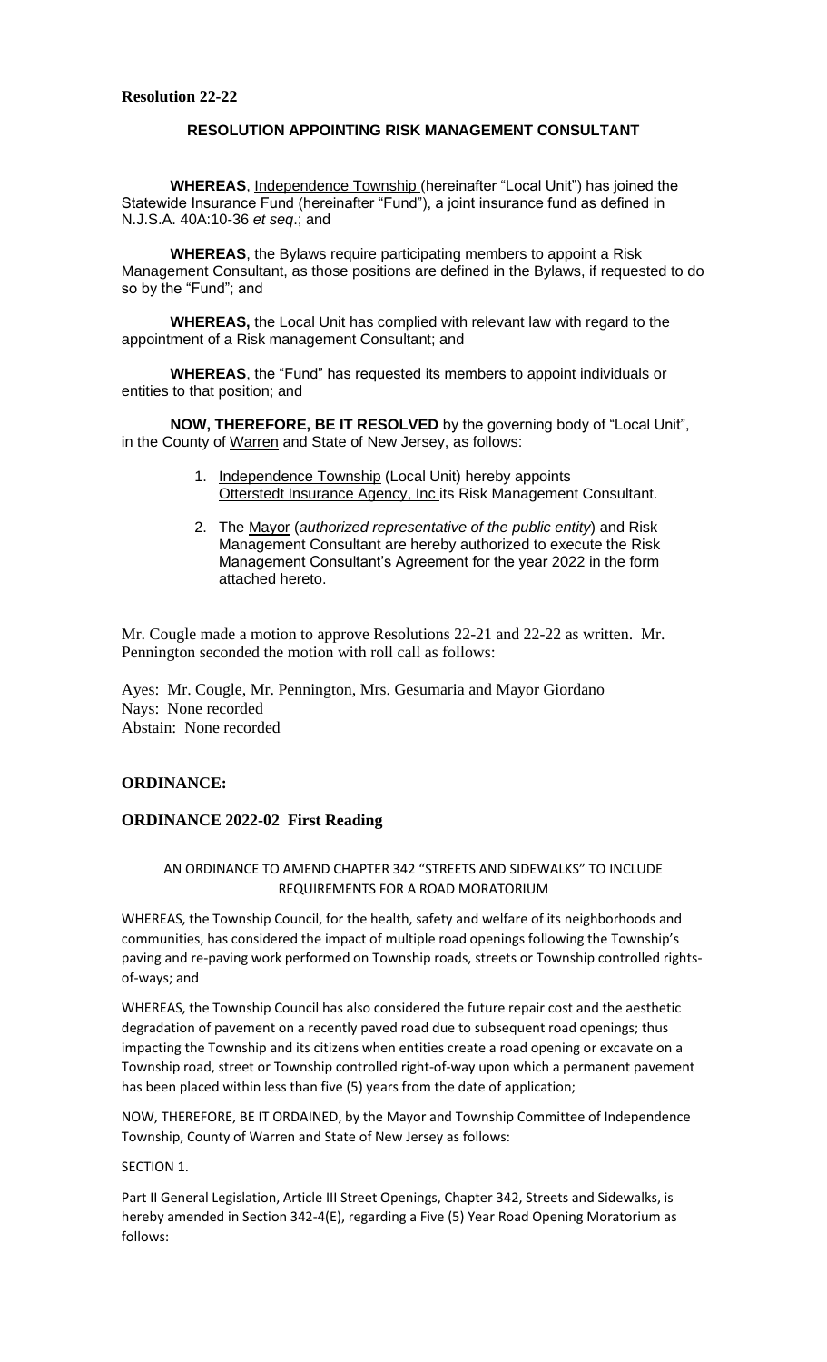**Resolution 22-22**

**RESOLUTION APPOINTING RISK MANAGEMENT CONSULTANT**

**WHEREAS**, Independence Township (hereinafter "Local Unit") has joined the Statewide Insurance Fund (hereinafter "Fund"), a joint insurance fund as defined in N.J.S.A. 40A:10-36 *et seq*.; and

**WHEREAS**, the Bylaws require participating members to appoint a Risk Management Consultant, as those positions are defined in the Bylaws, if requested to do so by the "Fund"; and

**WHEREAS,** the Local Unit has complied with relevant law with regard to the appointment of a Risk management Consultant; and

**WHEREAS**, the "Fund" has requested its members to appoint individuals or entities to that position; and

**NOW, THEREFORE, BE IT RESOLVED** by the governing body of "Local Unit", in the County of Warren and State of New Jersey, as follows:

1. Independence Township (Local Unit) hereby appoints Otterstedt Insurance Agency, Inc its Risk Management Consultant.
2. The Mayor (*authorized representative of the public entity*) and Risk Management Consultant are hereby authorized to execute the Risk Management Consultant's Agreement for the year 2022 in the form attached hereto.

Mr. Cougle made a motion to approve Resolutions 22-21 and 22-22 as written. Mr. Pennington seconded the motion with roll call as follows:

Ayes: Mr. Cougle, Mr. Pennington, Mrs. Gesumaria and Mayor Giordano
Nays: None recorded
Abstain: None recorded

**ORDINANCE:**

**ORDINANCE 2022-02 First Reading**

AN ORDINANCE TO AMEND CHAPTER 342 "STREETS AND SIDEWALKS" TO INCLUDE REQUIREMENTS FOR A ROAD MORATORIUM

WHEREAS, the Township Council, for the health, safety and welfare of its neighborhoods and communities, has considered the impact of multiple road openings following the Township's paving and re-paving work performed on Township roads, streets or Township controlled rights-of-ways; and

WHEREAS, the Township Council has also considered the future repair cost and the aesthetic degradation of pavement on a recently paved road due to subsequent road openings; thus impacting the Township and its citizens when entities create a road opening or excavate on a Township road, street or Township controlled right-of-way upon which a permanent pavement has been placed within less than five (5) years from the date of application;

NOW, THEREFORE, BE IT ORDAINED, by the Mayor and Township Committee of Independence Township, County of Warren and State of New Jersey as follows:

SECTION 1.

Part II General Legislation, Article III Street Openings, Chapter 342, Streets and Sidewalks, is hereby amended in Section 342-4(E), regarding a Five (5) Year Road Opening Moratorium as follows: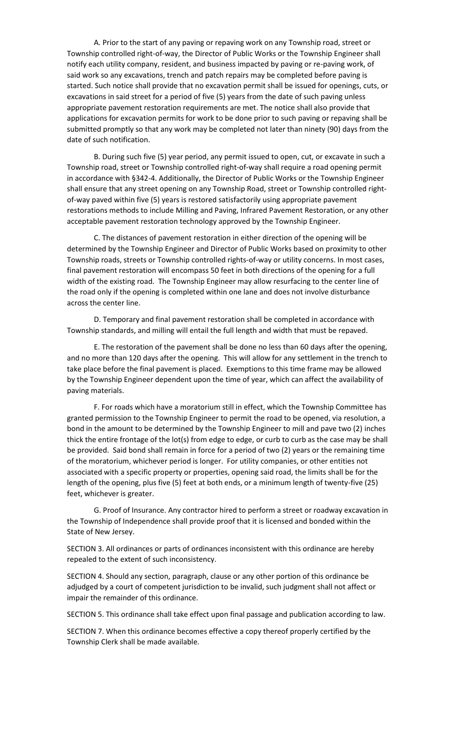A. Prior to the start of any paving or repaving work on any Township road, street or Township controlled right-of-way, the Director of Public Works or the Township Engineer shall notify each utility company, resident, and business impacted by paving or re-paving work, of said work so any excavations, trench and patch repairs may be completed before paving is started. Such notice shall provide that no excavation permit shall be issued for openings, cuts, or excavations in said street for a period of five (5) years from the date of such paving unless appropriate pavement restoration requirements are met. The notice shall also provide that applications for excavation permits for work to be done prior to such paving or repaving shall be submitted promptly so that any work may be completed not later than ninety (90) days from the date of such notification.

B. During such five (5) year period, any permit issued to open, cut, or excavate in such a Township road, street or Township controlled right-of-way shall require a road opening permit in accordance with §342-4. Additionally, the Director of Public Works or the Township Engineer shall ensure that any street opening on any Township Road, street or Township controlled right-of-way paved within five (5) years is restored satisfactorily using appropriate pavement restorations methods to include Milling and Paving, Infrared Pavement Restoration, or any other acceptable pavement restoration technology approved by the Township Engineer.

C. The distances of pavement restoration in either direction of the opening will be determined by the Township Engineer and Director of Public Works based on proximity to other Township roads, streets or Township controlled rights-of-way or utility concerns. In most cases, final pavement restoration will encompass 50 feet in both directions of the opening for a full width of the existing road. The Township Engineer may allow resurfacing to the center line of the road only if the opening is completed within one lane and does not involve disturbance across the center line.

D. Temporary and final pavement restoration shall be completed in accordance with Township standards, and milling will entail the full length and width that must be repaved.

E. The restoration of the pavement shall be done no less than 60 days after the opening, and no more than 120 days after the opening. This will allow for any settlement in the trench to take place before the final pavement is placed. Exemptions to this time frame may be allowed by the Township Engineer dependent upon the time of year, which can affect the availability of paving materials.

F. For roads which have a moratorium still in effect, which the Township Committee has granted permission to the Township Engineer to permit the road to be opened, via resolution, a bond in the amount to be determined by the Township Engineer to mill and pave two (2) inches thick the entire frontage of the lot(s) from edge to edge, or curb to curb as the case may be shall be provided. Said bond shall remain in force for a period of two (2) years or the remaining time of the moratorium, whichever period is longer. For utility companies, or other entities not associated with a specific property or properties, opening said road, the limits shall be for the length of the opening, plus five (5) feet at both ends, or a minimum length of twenty-five (25) feet, whichever is greater.

G. Proof of Insurance. Any contractor hired to perform a street or roadway excavation in the Township of Independence shall provide proof that it is licensed and bonded within the State of New Jersey.

SECTION 3. All ordinances or parts of ordinances inconsistent with this ordinance are hereby repealed to the extent of such inconsistency.

SECTION 4. Should any section, paragraph, clause or any other portion of this ordinance be adjudged by a court of competent jurisdiction to be invalid, such judgment shall not affect or impair the remainder of this ordinance.

SECTION 5. This ordinance shall take effect upon final passage and publication according to law.

SECTION 7. When this ordinance becomes effective a copy thereof properly certified by the Township Clerk shall be made available.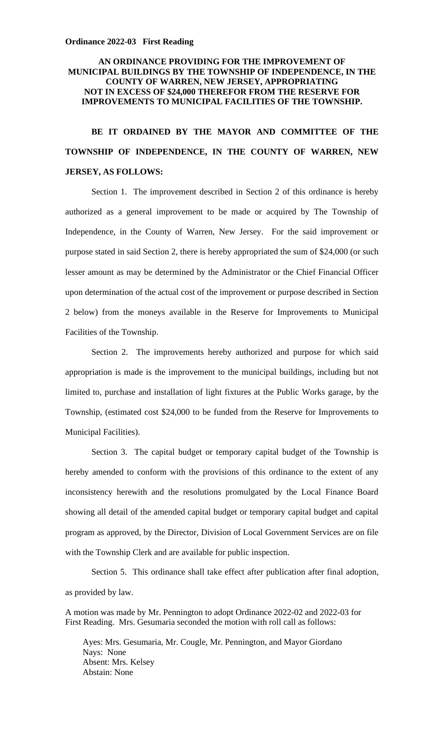**Ordinance 2022-03 First Reading**

**AN ORDINANCE PROVIDING FOR THE IMPROVEMENT OF MUNICIPAL BUILDINGS BY THE TOWNSHIP OF INDEPENDENCE, IN THE COUNTY OF WARREN, NEW JERSEY, APPROPRIATING NOT IN EXCESS OF $24,000 THEREFOR FROM THE RESERVE FOR IMPROVEMENTS TO MUNICIPAL FACILITIES OF THE TOWNSHIP.**

**BE IT ORDAINED BY THE MAYOR AND COMMITTEE OF THE TOWNSHIP OF INDEPENDENCE, IN THE COUNTY OF WARREN, NEW JERSEY, AS FOLLOWS:**

Section 1. The improvement described in Section 2 of this ordinance is hereby authorized as a general improvement to be made or acquired by The Township of Independence, in the County of Warren, New Jersey. For the said improvement or purpose stated in said Section 2, there is hereby appropriated the sum of $24,000 (or such lesser amount as may be determined by the Administrator or the Chief Financial Officer upon determination of the actual cost of the improvement or purpose described in Section 2 below) from the moneys available in the Reserve for Improvements to Municipal Facilities of the Township.

Section 2. The improvements hereby authorized and purpose for which said appropriation is made is the improvement to the municipal buildings, including but not limited to, purchase and installation of light fixtures at the Public Works garage, by the Township, (estimated cost $24,000 to be funded from the Reserve for Improvements to Municipal Facilities).

Section 3. The capital budget or temporary capital budget of the Township is hereby amended to conform with the provisions of this ordinance to the extent of any inconsistency herewith and the resolutions promulgated by the Local Finance Board showing all detail of the amended capital budget or temporary capital budget and capital program as approved, by the Director, Division of Local Government Services are on file with the Township Clerk and are available for public inspection.

Section 5. This ordinance shall take effect after publication after final adoption, as provided by law.

A motion was made by Mr. Pennington to adopt Ordinance 2022-02 and 2022-03 for First Reading. Mrs. Gesumaria seconded the motion with roll call as follows:

Ayes: Mrs. Gesumaria, Mr. Cougle, Mr. Pennington, and Mayor Giordano
Nays: None
Absent: Mrs. Kelsey
Abstain: None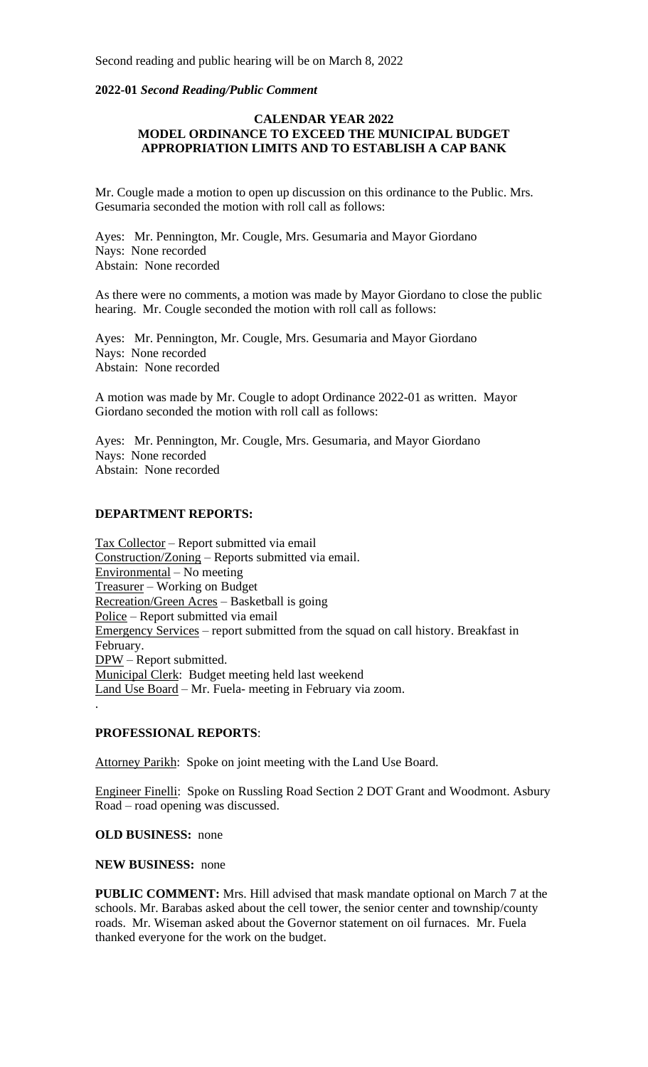Second reading and public hearing will be on March 8, 2022

**2022-01** ***Second Reading/Public Comment***

**CALENDAR YEAR 2022**
**MODEL ORDINANCE TO EXCEED THE MUNICIPAL BUDGET APPROPRIATION LIMITS AND TO ESTABLISH A CAP BANK**

Mr. Cougle made a motion to open up discussion on this ordinance to the Public. Mrs. Gesumaria seconded the motion with roll call as follows:

Ayes: Mr. Pennington, Mr. Cougle, Mrs. Gesumaria and Mayor Giordano
Nays: None recorded
Abstain: None recorded

As there were no comments, a motion was made by Mayor Giordano to close the public hearing. Mr. Cougle seconded the motion with roll call as follows:

Ayes: Mr. Pennington, Mr. Cougle, Mrs. Gesumaria and Mayor Giordano
Nays: None recorded
Abstain: None recorded

A motion was made by Mr. Cougle to adopt Ordinance 2022-01 as written. Mayor Giordano seconded the motion with roll call as follows:

Ayes: Mr. Pennington, Mr. Cougle, Mrs. Gesumaria, and Mayor Giordano
Nays: None recorded
Abstain: None recorded

**DEPARTMENT REPORTS:**

Tax Collector – Report submitted via email
Construction/Zoning – Reports submitted via email.
Environmental – No meeting
Treasurer – Working on Budget
Recreation/Green Acres – Basketball is going
Police – Report submitted via email
Emergency Services – report submitted from the squad on call history. Breakfast in February.
DPW – Report submitted.
Municipal Clerk: Budget meeting held last weekend
Land Use Board – Mr. Fuela- meeting in February via zoom.
.

**PROFESSIONAL REPORTS**:

Attorney Parikh: Spoke on joint meeting with the Land Use Board.

Engineer Finelli: Spoke on Russling Road Section 2 DOT Grant and Woodmont. Asbury Road – road opening was discussed.

**OLD BUSINESS:** none

**NEW BUSINESS:** none

**PUBLIC COMMENT:** Mrs. Hill advised that mask mandate optional on March 7 at the schools. Mr. Barabas asked about the cell tower, the senior center and township/county roads. Mr. Wiseman asked about the Governor statement on oil furnaces. Mr. Fuela thanked everyone for the work on the budget.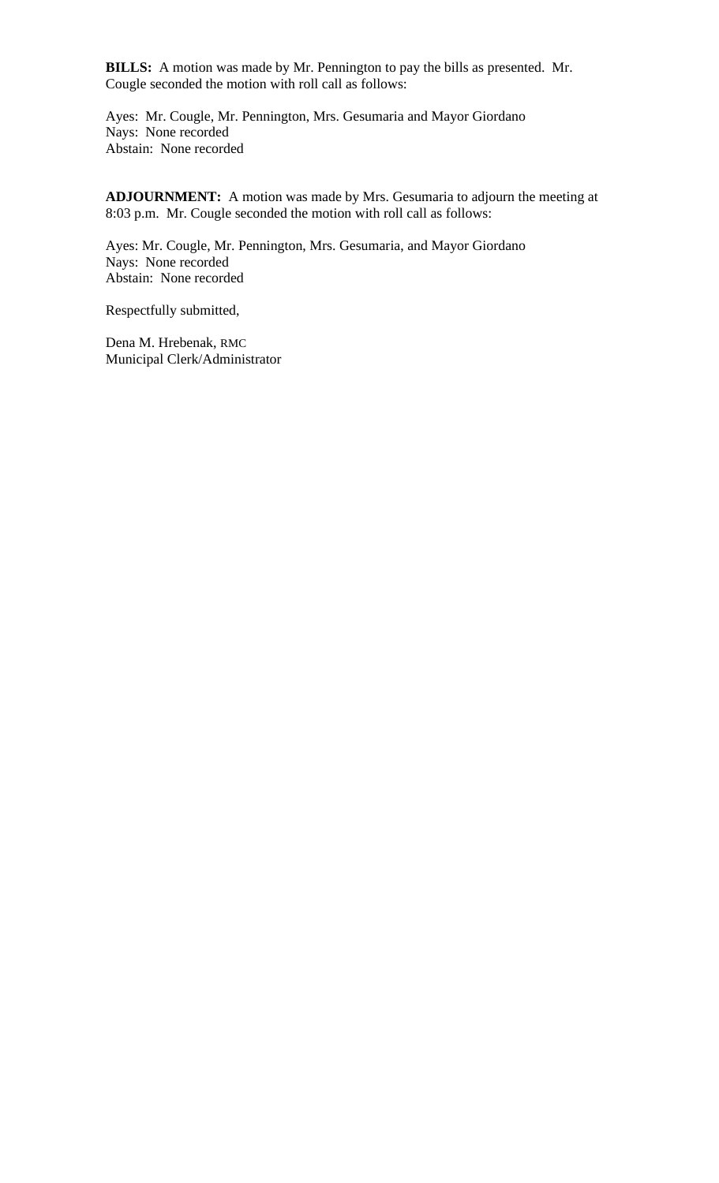**BILLS:** A motion was made by Mr. Pennington to pay the bills as presented. Mr. Cougle seconded the motion with roll call as follows:

Ayes: Mr. Cougle, Mr. Pennington, Mrs. Gesumaria and Mayor Giordano
Nays: None recorded
Abstain: None recorded

**ADJOURNMENT:** A motion was made by Mrs. Gesumaria to adjourn the meeting at 8:03 p.m. Mr. Cougle seconded the motion with roll call as follows:

Ayes: Mr. Cougle, Mr. Pennington, Mrs. Gesumaria, and Mayor Giordano
Nays: None recorded
Abstain: None recorded

Respectfully submitted,

Dena M. Hrebenak, RMC
Municipal Clerk/Administrator